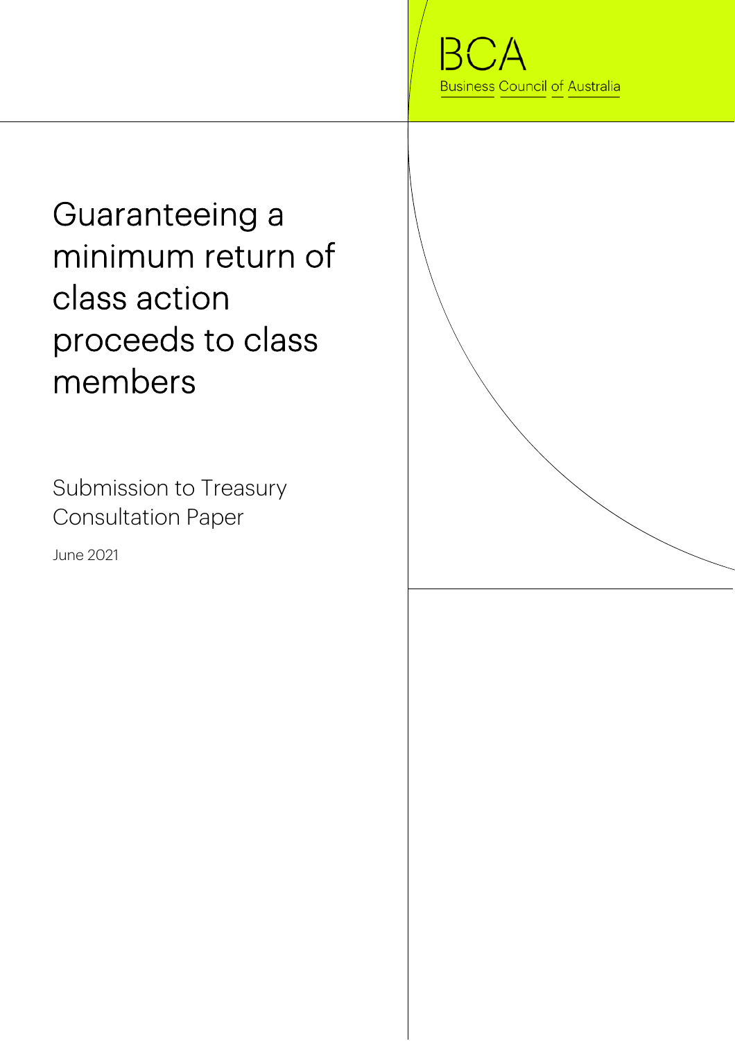BCA

Business Council of Australia

# Guaranteeing a minimum return of class action proceeds to class members

Submission to Treasury Consultation Paper

June 2021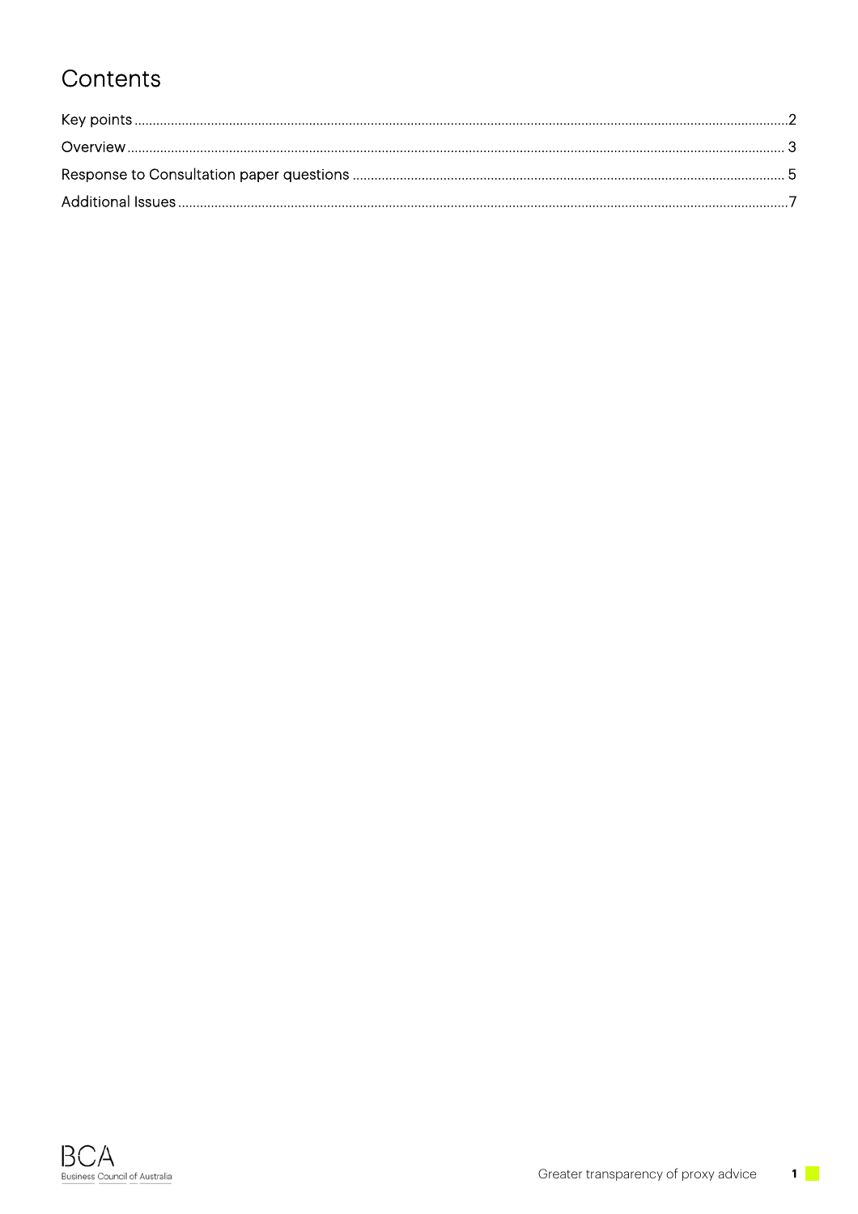# Contents

Key points ........................................................................................................................................................... 2

Overview ............................................................................................................................................................... 3

Response to Consultation paper questions ........................................................................................................ 5

Additional Issues .................................................................................................................................................. 7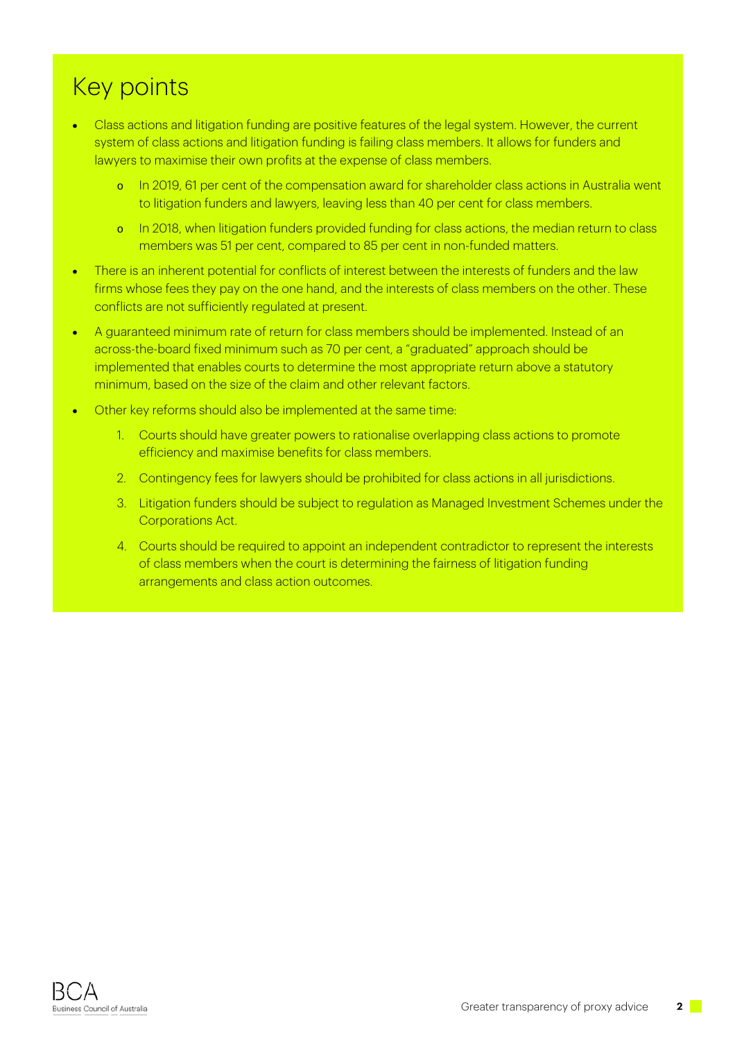# Key points

- Class actions and litigation funding are positive features of the legal system. However, the current system of class actions and litigation funding is failing class members. It allows for funders and lawyers to maximise their own profits at the expense of class members.
  - In 2019, 61 per cent of the compensation award for shareholder class actions in Australia went to litigation funders and lawyers, leaving less than 40 per cent for class members.
  - In 2018, when litigation funders provided funding for class actions, the median return to class members was 51 per cent, compared to 85 per cent in non-funded matters.
- There is an inherent potential for conflicts of interest between the interests of funders and the law firms whose fees they pay on the one hand, and the interests of class members on the other. These conflicts are not sufficiently regulated at present.
- A guaranteed minimum rate of return for class members should be implemented. Instead of an across-the-board fixed minimum such as 70 per cent, a "graduated" approach should be implemented that enables courts to determine the most appropriate return above a statutory minimum, based on the size of the claim and other relevant factors.
- Other key reforms should also be implemented at the same time:
  1. Courts should have greater powers to rationalise overlapping class actions to promote efficiency and maximise benefits for class members.
  2. Contingency fees for lawyers should be prohibited for class actions in all jurisdictions.
  3. Litigation funders should be subject to regulation as Managed Investment Schemes under the Corporations Act.
  4. Courts should be required to appoint an independent contradictor to represent the interests of class members when the court is determining the fairness of litigation funding arrangements and class action outcomes.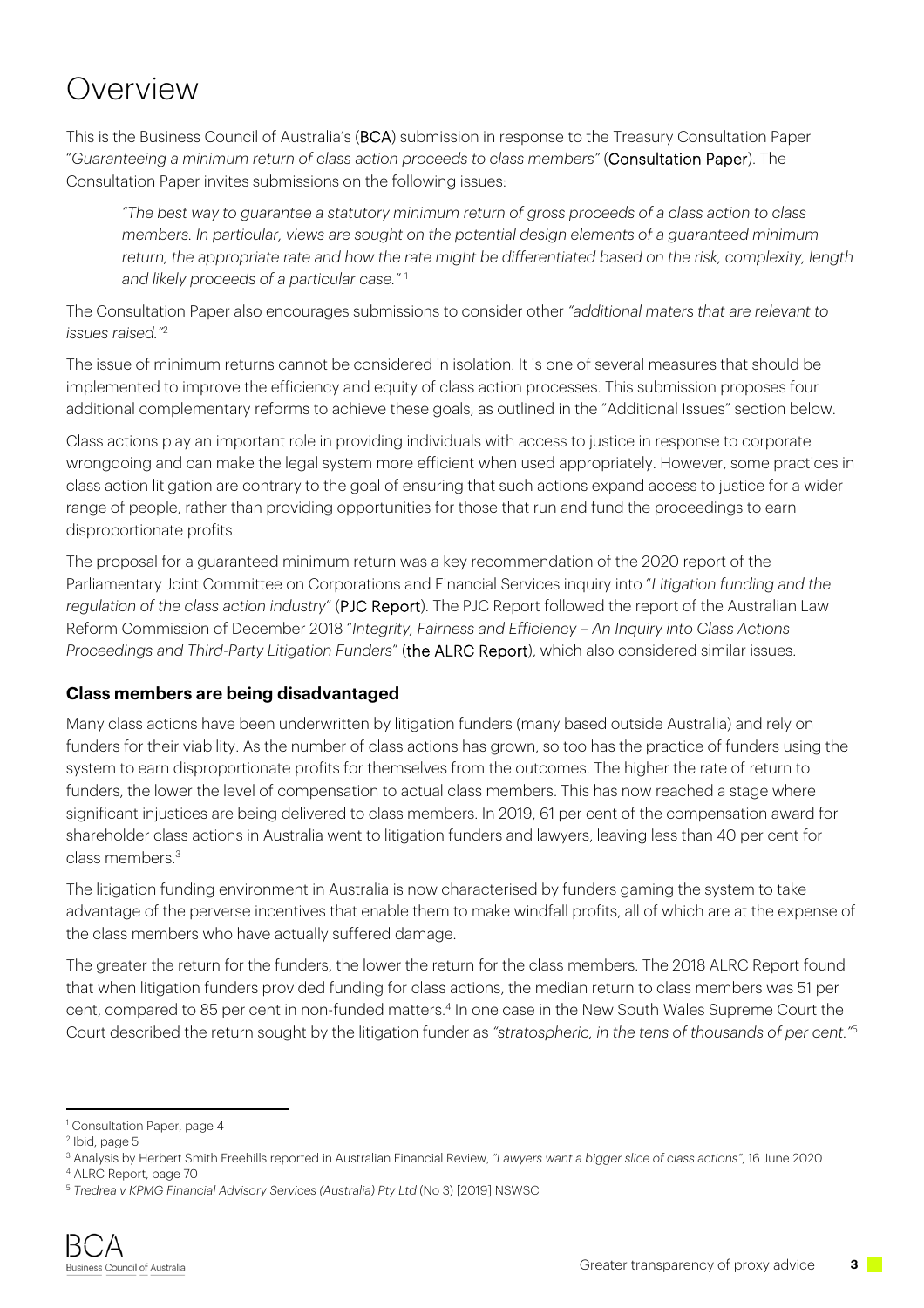# Overview

This is the Business Council of Australia's (**BCA**) submission in response to the Treasury Consultation Paper "*Guaranteeing a minimum return of class action proceeds to class members*" (**Consultation Paper**). The Consultation Paper invites submissions on the following issues:

> *"The best way to guarantee a statutory minimum return of gross proceeds of a class action to class members. In particular, views are sought on the potential design elements of a guaranteed minimum return, the appropriate rate and how the rate might be differentiated based on the risk, complexity, length and likely proceeds of a particular case."* [1]

The Consultation Paper also encourages submissions to consider other *"additional maters that are relevant to issues raised."*[2]

The issue of minimum returns cannot be considered in isolation. It is one of several measures that should be implemented to improve the efficiency and equity of class action processes. This submission proposes four additional complementary reforms to achieve these goals, as outlined in the "Additional Issues" section below.

Class actions play an important role in providing individuals with access to justice in response to corporate wrongdoing and can make the legal system more efficient when used appropriately. However, some practices in class action litigation are contrary to the goal of ensuring that such actions expand access to justice for a wider range of people, rather than providing opportunities for those that run and fund the proceedings to earn disproportionate profits.

The proposal for a guaranteed minimum return was a key recommendation of the 2020 report of the Parliamentary Joint Committee on Corporations and Financial Services inquiry into "*Litigation funding and the regulation of the class action industry*" (**PJC Report**). The PJC Report followed the report of the Australian Law Reform Commission of December 2018 "*Integrity, Fairness and Efficiency – An Inquiry into Class Actions Proceedings and Third-Party Litigation Funders*" (**the ALRC Report**), which also considered similar issues.

### Class members are being disadvantaged

Many class actions have been underwritten by litigation funders (many based outside Australia) and rely on funders for their viability. As the number of class actions has grown, so too has the practice of funders using the system to earn disproportionate profits for themselves from the outcomes. The higher the rate of return to funders, the lower the level of compensation to actual class members. This has now reached a stage where significant injustices are being delivered to class members. In 2019, 61 per cent of the compensation award for shareholder class actions in Australia went to litigation funders and lawyers, leaving less than 40 per cent for class members.[3]

The litigation funding environment in Australia is now characterised by funders gaming the system to take advantage of the perverse incentives that enable them to make windfall profits, all of which are at the expense of the class members who have actually suffered damage.

The greater the return for the funders, the lower the return for the class members. The 2018 ALRC Report found that when litigation funders provided funding for class actions, the median return to class members was 51 per cent, compared to 85 per cent in non-funded matters.[4] In one case in the New South Wales Supreme Court the Court described the return sought by the litigation funder as *"stratospheric, in the tens of thousands of per cent."*[5]

---

[1] Consultation Paper, page 4

[2] Ibid, page 5

[3] Analysis by Herbert Smith Freehills reported in Australian Financial Review, *"Lawyers want a bigger slice of class actions"*, 16 June 2020

[4] ALRC Report, page 70

[5] *Tredrea v KPMG Financial Advisory Services (Australia) Pty Ltd* (No 3) [2019] NSWSC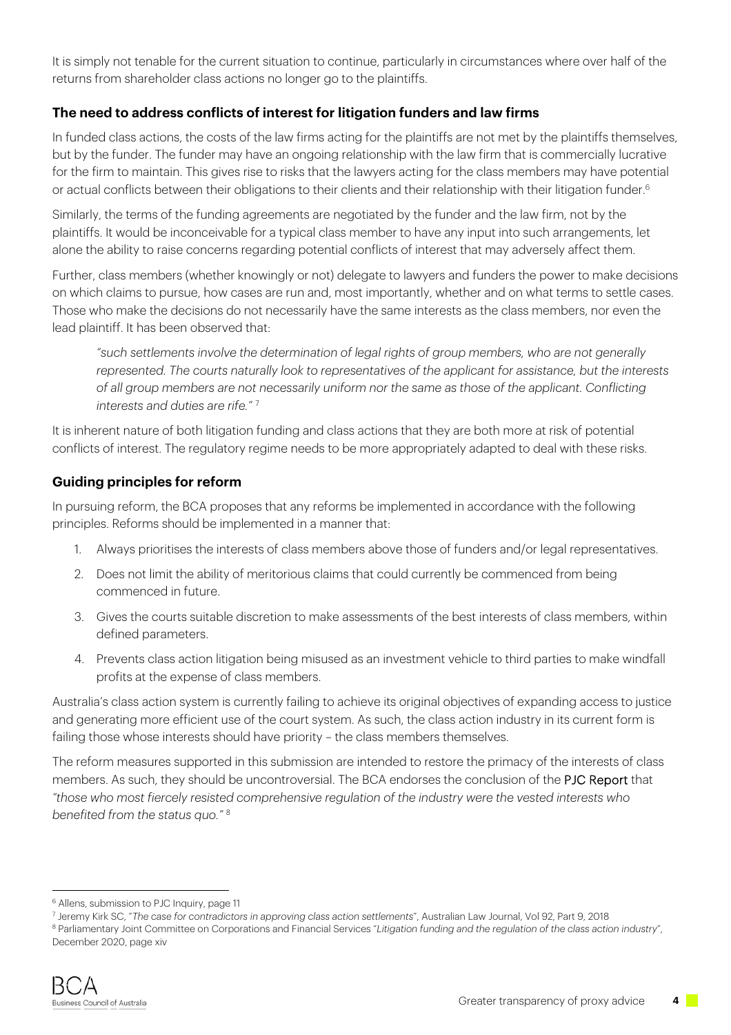It is simply not tenable for the current situation to continue, particularly in circumstances where over half of the returns from shareholder class actions no longer go to the plaintiffs.

### The need to address conflicts of interest for litigation funders and law firms

In funded class actions, the costs of the law firms acting for the plaintiffs are not met by the plaintiffs themselves, but by the funder. The funder may have an ongoing relationship with the law firm that is commercially lucrative for the firm to maintain. This gives rise to risks that the lawyers acting for the class members may have potential or actual conflicts between their obligations to their clients and their relationship with their litigation funder.[6]

Similarly, the terms of the funding agreements are negotiated by the funder and the law firm, not by the plaintiffs. It would be inconceivable for a typical class member to have any input into such arrangements, let alone the ability to raise concerns regarding potential conflicts of interest that may adversely affect them.

Further, class members (whether knowingly or not) delegate to lawyers and funders the power to make decisions on which claims to pursue, how cases are run and, most importantly, whether and on what terms to settle cases. Those who make the decisions do not necessarily have the same interests as the class members, nor even the lead plaintiff. It has been observed that:

> *"such settlements involve the determination of legal rights of group members, who are not generally represented. The courts naturally look to representatives of the applicant for assistance, but the interests of all group members are not necessarily uniform nor the same as those of the applicant. Conflicting interests and duties are rife."* [7]

It is inherent nature of both litigation funding and class actions that they are both more at risk of potential conflicts of interest. The regulatory regime needs to be more appropriately adapted to deal with these risks.

### Guiding principles for reform

In pursuing reform, the BCA proposes that any reforms be implemented in accordance with the following principles. Reforms should be implemented in a manner that:

1. Always prioritises the interests of class members above those of funders and/or legal representatives.
2. Does not limit the ability of meritorious claims that could currently be commenced from being commenced in future.
3. Gives the courts suitable discretion to make assessments of the best interests of class members, within defined parameters.
4. Prevents class action litigation being misused as an investment vehicle to third parties to make windfall profits at the expense of class members.

Australia's class action system is currently failing to achieve its original objectives of expanding access to justice and generating more efficient use of the court system. As such, the class action industry in its current form is failing those whose interests should have priority – the class members themselves.

The reform measures supported in this submission are intended to restore the primacy of the interests of class members. As such, they should be uncontroversial. The BCA endorses the conclusion of the PJC Report that *"those who most fiercely resisted comprehensive regulation of the industry were the vested interests who benefited from the status quo."* [8]

---

[6] Allens, submission to PJC Inquiry, page 11

[7] Jeremy Kirk SC, "*The case for contradictors in approving class action settlements*", Australian Law Journal, Vol 92, Part 9, 2018

[8] Parliamentary Joint Committee on Corporations and Financial Services "*Litigation funding and the regulation of the class action industry*", December 2020, page xiv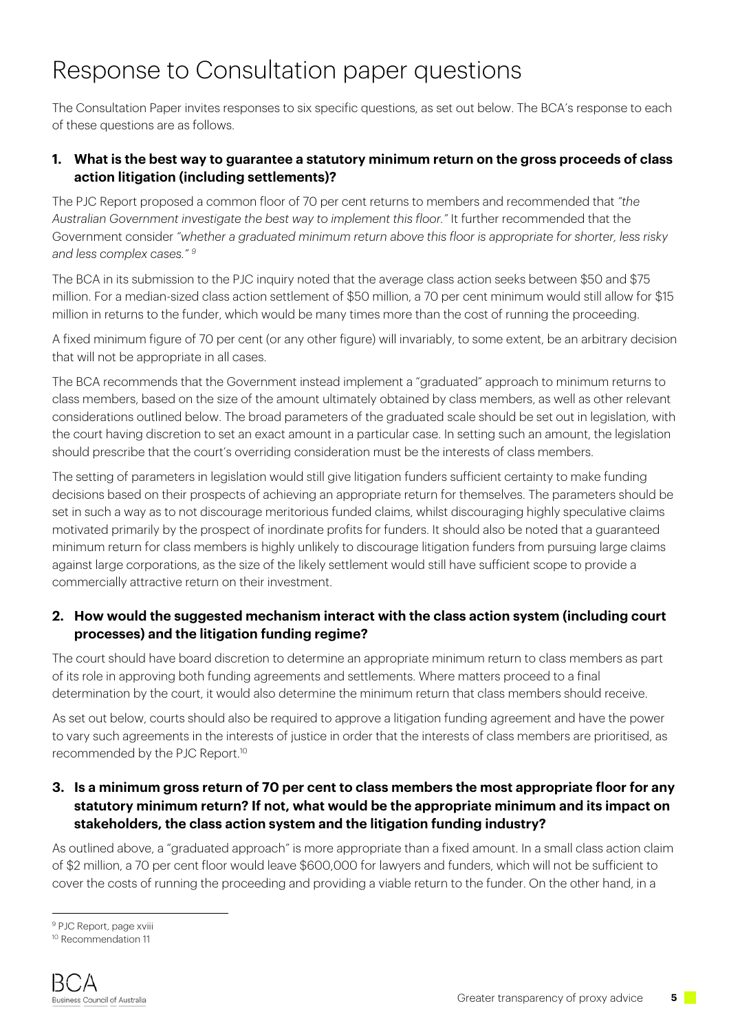# Response to Consultation paper questions

The Consultation Paper invites responses to six specific questions, as set out below. The BCA's response to each of these questions are as follows.

### 1. What is the best way to guarantee a statutory minimum return on the gross proceeds of class action litigation (including settlements)?

The PJC Report proposed a common floor of 70 per cent returns to members and recommended that *"the Australian Government investigate the best way to implement this floor."* It further recommended that the Government consider *"whether a graduated minimum return above this floor is appropriate for shorter, less risky and less complex cases."* [9]

The BCA in its submission to the PJC inquiry noted that the average class action seeks between $50 and $75 million. For a median-sized class action settlement of $50 million, a 70 per cent minimum would still allow for $15 million in returns to the funder, which would be many times more than the cost of running the proceeding.

A fixed minimum figure of 70 per cent (or any other figure) will invariably, to some extent, be an arbitrary decision that will not be appropriate in all cases.

The BCA recommends that the Government instead implement a "graduated" approach to minimum returns to class members, based on the size of the amount ultimately obtained by class members, as well as other relevant considerations outlined below. The broad parameters of the graduated scale should be set out in legislation, with the court having discretion to set an exact amount in a particular case. In setting such an amount, the legislation should prescribe that the court's overriding consideration must be the interests of class members.

The setting of parameters in legislation would still give litigation funders sufficient certainty to make funding decisions based on their prospects of achieving an appropriate return for themselves. The parameters should be set in such a way as to not discourage meritorious funded claims, whilst discouraging highly speculative claims motivated primarily by the prospect of inordinate profits for funders. It should also be noted that a guaranteed minimum return for class members is highly unlikely to discourage litigation funders from pursuing large claims against large corporations, as the size of the likely settlement would still have sufficient scope to provide a commercially attractive return on their investment.

### 2. How would the suggested mechanism interact with the class action system (including court processes) and the litigation funding regime?

The court should have board discretion to determine an appropriate minimum return to class members as part of its role in approving both funding agreements and settlements. Where matters proceed to a final determination by the court, it would also determine the minimum return that class members should receive.

As set out below, courts should also be required to approve a litigation funding agreement and have the power to vary such agreements in the interests of justice in order that the interests of class members are prioritised, as recommended by the PJC Report.[10]

### 3. Is a minimum gross return of 70 per cent to class members the most appropriate floor for any statutory minimum return? If not, what would be the appropriate minimum and its impact on stakeholders, the class action system and the litigation funding industry?

As outlined above, a "graduated approach" is more appropriate than a fixed amount. In a small class action claim of $2 million, a 70 per cent floor would leave $600,000 for lawyers and funders, which will not be sufficient to cover the costs of running the proceeding and providing a viable return to the funder. On the other hand, in a

---

[9] PJC Report, page xviii

[10] Recommendation 11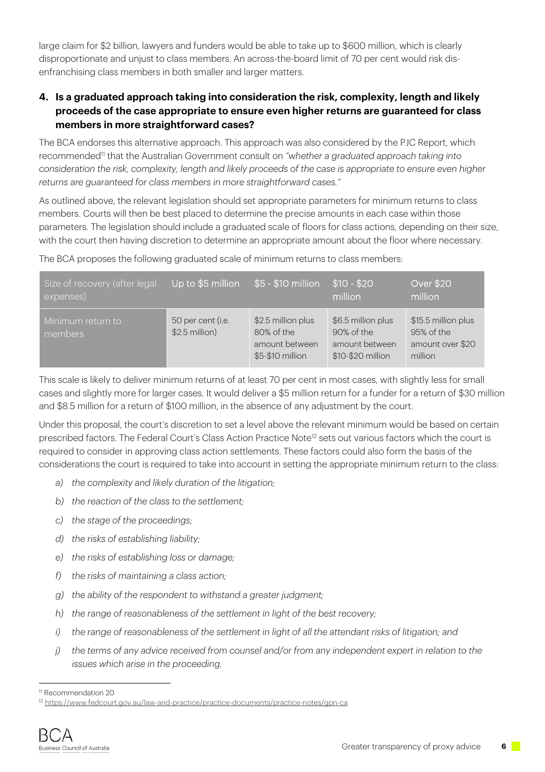large claim for $2 billion, lawyers and funders would be able to take up to $600 million, which is clearly disproportionate and unjust to class members. An across-the-board limit of 70 per cent would risk dis-enfranchising class members in both smaller and larger matters.

### 4. Is a graduated approach taking into consideration the risk, complexity, length and likely proceeds of the case appropriate to ensure even higher returns are guaranteed for class members in more straightforward cases?

The BCA endorses this alternative approach. This approach was also considered by the PJC Report, which recommended[11] that the Australian Government consult on *"whether a graduated approach taking into consideration the risk, complexity, length and likely proceeds of the case is appropriate to ensure even higher returns are guaranteed for class members in more straightforward cases."*

As outlined above, the relevant legislation should set appropriate parameters for minimum returns to class members. Courts will then be best placed to determine the precise amounts in each case within those parameters. The legislation should include a graduated scale of floors for class actions, depending on their size, with the court then having discretion to determine an appropriate amount about the floor where necessary.

The BCA proposes the following graduated scale of minimum returns to class members:

| Size of recovery (after legal expenses) | Up to $5 million | $5 - $10 million | $10 - $20 million | Over $20 million |
|---|---|---|---|---|
| Minimum return to members | 50 per cent (i.e. $2.5 million) | $2.5 million plus 80% of the amount between $5-$10 million | $6.5 million plus 90% of the amount between $10-$20 million | $15.5 million plus 95% of the amount over $20 million |

This scale is likely to deliver minimum returns of at least 70 per cent in most cases, with slightly less for small cases and slightly more for larger cases. It would deliver a $5 million return for a funder for a return of $30 million and $8.5 million for a return of $100 million, in the absence of any adjustment by the court.

Under this proposal, the court's discretion to set a level above the relevant minimum would be based on certain prescribed factors. The Federal Court's Class Action Practice Note[12] sets out various factors which the court is required to consider in approving class action settlements. These factors could also form the basis of the considerations the court is required to take into account in setting the appropriate minimum return to the class:

a) *the complexity and likely duration of the litigation;*

b) *the reaction of the class to the settlement;*

c) *the stage of the proceedings;*

d) *the risks of establishing liability;*

e) *the risks of establishing loss or damage;*

f) *the risks of maintaining a class action;*

g) *the ability of the respondent to withstand a greater judgment;*

h) *the range of reasonableness of the settlement in light of the best recovery;*

i) *the range of reasonableness of the settlement in light of all the attendant risks of litigation; and*

j) *the terms of any advice received from counsel and/or from any independent expert in relation to the issues which arise in the proceeding.*

---

[11] Recommendation 20

[12] https://www.fedcourt.gov.au/law-and-practice/practice-documents/practice-notes/gpn-ca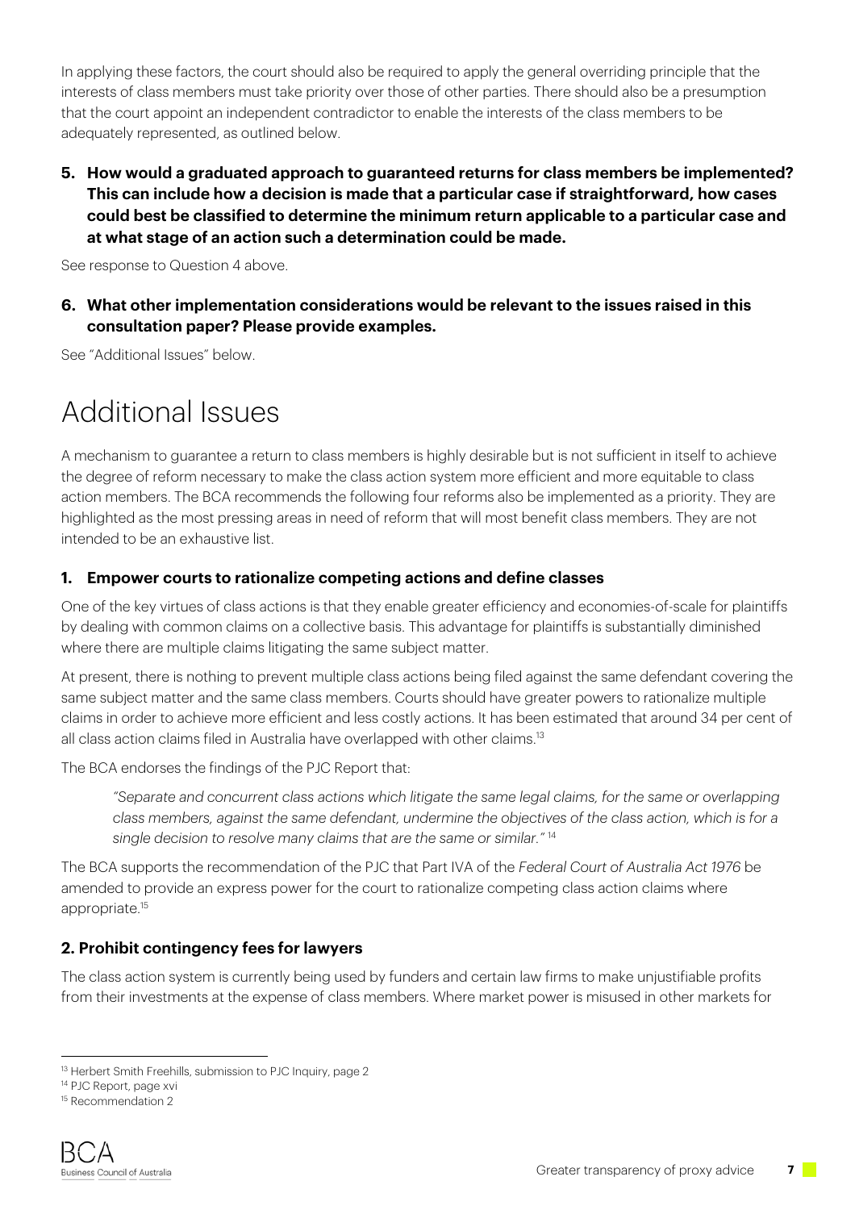In applying these factors, the court should also be required to apply the general overriding principle that the interests of class members must take priority over those of other parties. There should also be a presumption that the court appoint an independent contradictor to enable the interests of the class members to be adequately represented, as outlined below.

**5. How would a graduated approach to guaranteed returns for class members be implemented? This can include how a decision is made that a particular case if straightforward, how cases could best be classified to determine the minimum return applicable to a particular case and at what stage of an action such a determination could be made.**

See response to Question 4 above.

**6. What other implementation considerations would be relevant to the issues raised in this consultation paper? Please provide examples.**

See "Additional Issues" below.

# Additional Issues

A mechanism to guarantee a return to class members is highly desirable but is not sufficient in itself to achieve the degree of reform necessary to make the class action system more efficient and more equitable to class action members. The BCA recommends the following four reforms also be implemented as a priority. They are highlighted as the most pressing areas in need of reform that will most benefit class members. They are not intended to be an exhaustive list.

### 1. Empower courts to rationalize competing actions and define classes

One of the key virtues of class actions is that they enable greater efficiency and economies-of-scale for plaintiffs by dealing with common claims on a collective basis. This advantage for plaintiffs is substantially diminished where there are multiple claims litigating the same subject matter.

At present, there is nothing to prevent multiple class actions being filed against the same defendant covering the same subject matter and the same class members. Courts should have greater powers to rationalize multiple claims in order to achieve more efficient and less costly actions. It has been estimated that around 34 per cent of all class action claims filed in Australia have overlapped with other claims.[13]

The BCA endorses the findings of the PJC Report that:

> *"Separate and concurrent class actions which litigate the same legal claims, for the same or overlapping class members, against the same defendant, undermine the objectives of the class action, which is for a single decision to resolve many claims that are the same or similar."* [14]

The BCA supports the recommendation of the PJC that Part IVA of the *Federal Court of Australia Act 1976* be amended to provide an express power for the court to rationalize competing class action claims where appropriate.[15]

### 2. Prohibit contingency fees for lawyers

The class action system is currently being used by funders and certain law firms to make unjustifiable profits from their investments at the expense of class members. Where market power is misused in other markets for

[13] Herbert Smith Freehills, submission to PJC Inquiry, page 2

[14] PJC Report, page xvi

[15] Recommendation 2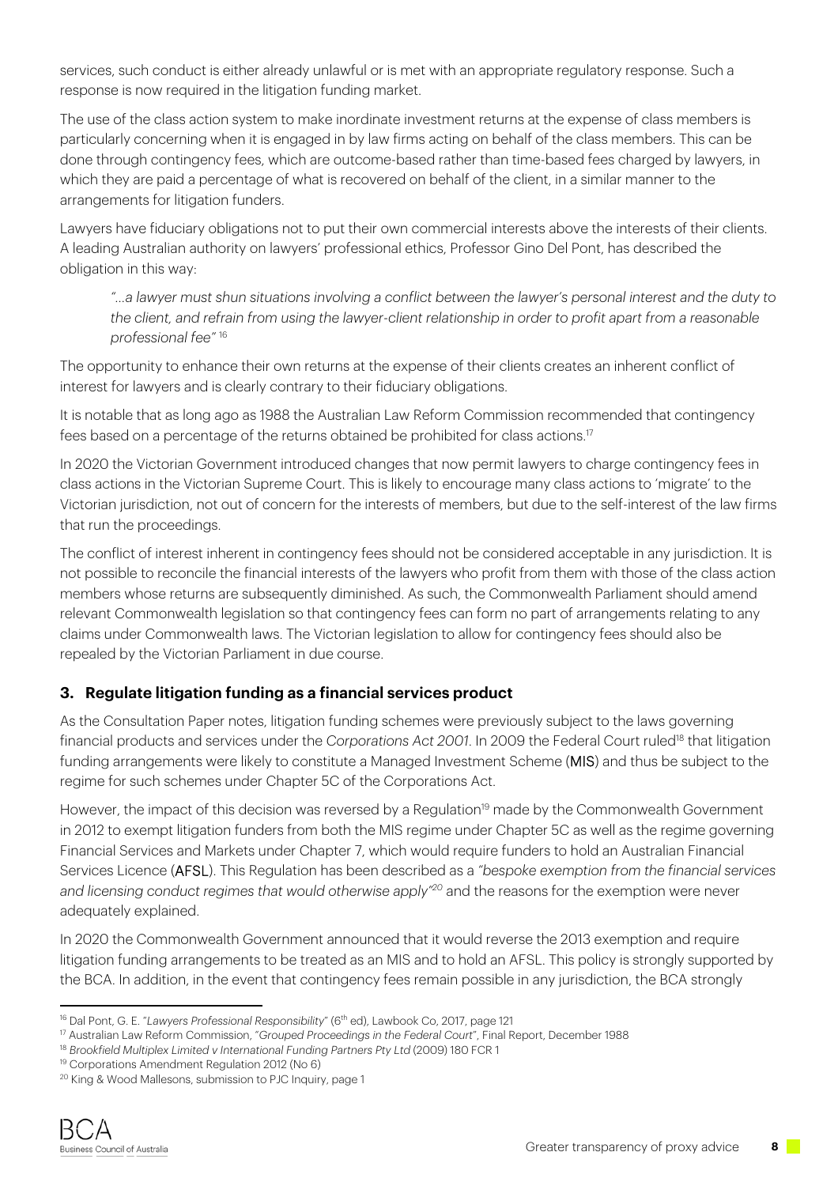services, such conduct is either already unlawful or is met with an appropriate regulatory response. Such a response is now required in the litigation funding market.

The use of the class action system to make inordinate investment returns at the expense of class members is particularly concerning when it is engaged in by law firms acting on behalf of the class members. This can be done through contingency fees, which are outcome-based rather than time-based fees charged by lawyers, in which they are paid a percentage of what is recovered on behalf of the client, in a similar manner to the arrangements for litigation funders.

Lawyers have fiduciary obligations not to put their own commercial interests above the interests of their clients. A leading Australian authority on lawyers' professional ethics, Professor Gino Del Pont, has described the obligation in this way:

> *"…a lawyer must shun situations involving a conflict between the lawyer's personal interest and the duty to the client, and refrain from using the lawyer-client relationship in order to profit apart from a reasonable professional fee"* [16]

The opportunity to enhance their own returns at the expense of their clients creates an inherent conflict of interest for lawyers and is clearly contrary to their fiduciary obligations.

It is notable that as long ago as 1988 the Australian Law Reform Commission recommended that contingency fees based on a percentage of the returns obtained be prohibited for class actions.[17]

In 2020 the Victorian Government introduced changes that now permit lawyers to charge contingency fees in class actions in the Victorian Supreme Court. This is likely to encourage many class actions to 'migrate' to the Victorian jurisdiction, not out of concern for the interests of members, but due to the self-interest of the law firms that run the proceedings.

The conflict of interest inherent in contingency fees should not be considered acceptable in any jurisdiction. It is not possible to reconcile the financial interests of the lawyers who profit from them with those of the class action members whose returns are subsequently diminished. As such, the Commonwealth Parliament should amend relevant Commonwealth legislation so that contingency fees can form no part of arrangements relating to any claims under Commonwealth laws. The Victorian legislation to allow for contingency fees should also be repealed by the Victorian Parliament in due course.

### 3. Regulate litigation funding as a financial services product

As the Consultation Paper notes, litigation funding schemes were previously subject to the laws governing financial products and services under the *Corporations Act 2001*. In 2009 the Federal Court ruled[18] that litigation funding arrangements were likely to constitute a Managed Investment Scheme (**MIS**) and thus be subject to the regime for such schemes under Chapter 5C of the Corporations Act.

However, the impact of this decision was reversed by a Regulation[19] made by the Commonwealth Government in 2012 to exempt litigation funders from both the MIS regime under Chapter 5C as well as the regime governing Financial Services and Markets under Chapter 7, which would require funders to hold an Australian Financial Services Licence (**AFSL**). This Regulation has been described as a *"bespoke exemption from the financial services and licensing conduct regimes that would otherwise apply"*[20] and the reasons for the exemption were never adequately explained.

In 2020 the Commonwealth Government announced that it would reverse the 2013 exemption and require litigation funding arrangements to be treated as an MIS and to hold an AFSL. This policy is strongly supported by the BCA. In addition, in the event that contingency fees remain possible in any jurisdiction, the BCA strongly

---

[16] Dal Pont, G. E. "*Lawyers Professional Responsibility*" (6th ed), Lawbook Co, 2017, page 121

[17] Australian Law Reform Commission, *"Grouped Proceedings in the Federal Court"*, Final Report, December 1988

[18] *Brookfield Multiplex Limited v International Funding Partners Pty Ltd* (2009) 180 FCR 1

[19] Corporations Amendment Regulation 2012 (No 6)

[20] King & Wood Mallesons, submission to PJC Inquiry, page 1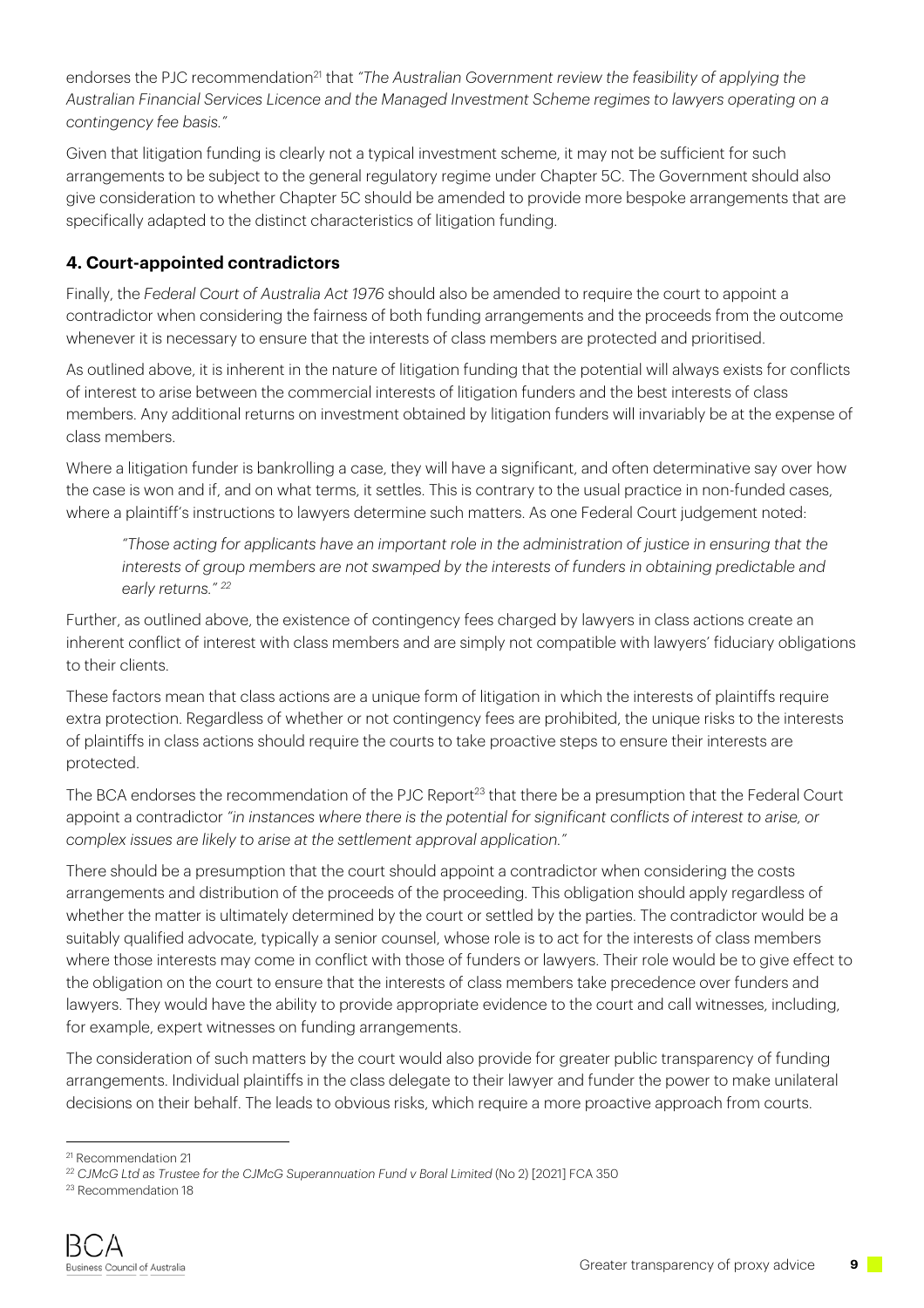endorses the PJC recommendation[21] that *"The Australian Government review the feasibility of applying the Australian Financial Services Licence and the Managed Investment Scheme regimes to lawyers operating on a contingency fee basis."*

Given that litigation funding is clearly not a typical investment scheme, it may not be sufficient for such arrangements to be subject to the general regulatory regime under Chapter 5C. The Government should also give consideration to whether Chapter 5C should be amended to provide more bespoke arrangements that are specifically adapted to the distinct characteristics of litigation funding.

### 4. Court-appointed contradictors

Finally, the *Federal Court of Australia Act 1976* should also be amended to require the court to appoint a contradictor when considering the fairness of both funding arrangements and the proceeds from the outcome whenever it is necessary to ensure that the interests of class members are protected and prioritised.

As outlined above, it is inherent in the nature of litigation funding that the potential will always exists for conflicts of interest to arise between the commercial interests of litigation funders and the best interests of class members. Any additional returns on investment obtained by litigation funders will invariably be at the expense of class members.

Where a litigation funder is bankrolling a case, they will have a significant, and often determinative say over how the case is won and if, and on what terms, it settles. This is contrary to the usual practice in non-funded cases, where a plaintiff's instructions to lawyers determine such matters. As one Federal Court judgement noted:

> *"Those acting for applicants have an important role in the administration of justice in ensuring that the interests of group members are not swamped by the interests of funders in obtaining predictable and early returns."* [22]

Further, as outlined above, the existence of contingency fees charged by lawyers in class actions create an inherent conflict of interest with class members and are simply not compatible with lawyers' fiduciary obligations to their clients.

These factors mean that class actions are a unique form of litigation in which the interests of plaintiffs require extra protection. Regardless of whether or not contingency fees are prohibited, the unique risks to the interests of plaintiffs in class actions should require the courts to take proactive steps to ensure their interests are protected.

The BCA endorses the recommendation of the PJC Report[23] that there be a presumption that the Federal Court appoint a contradictor *"in instances where there is the potential for significant conflicts of interest to arise, or complex issues are likely to arise at the settlement approval application."*

There should be a presumption that the court should appoint a contradictor when considering the costs arrangements and distribution of the proceeds of the proceeding. This obligation should apply regardless of whether the matter is ultimately determined by the court or settled by the parties. The contradictor would be a suitably qualified advocate, typically a senior counsel, whose role is to act for the interests of class members where those interests may come in conflict with those of funders or lawyers. Their role would be to give effect to the obligation on the court to ensure that the interests of class members take precedence over funders and lawyers. They would have the ability to provide appropriate evidence to the court and call witnesses, including, for example, expert witnesses on funding arrangements.

The consideration of such matters by the court would also provide for greater public transparency of funding arrangements. Individual plaintiffs in the class delegate to their lawyer and funder the power to make unilateral decisions on their behalf. The leads to obvious risks, which require a more proactive approach from courts.

---

[21] Recommendation 21

[22] *CJMcG Ltd as Trustee for the CJMcG Superannuation Fund v Boral Limited* (No 2) [2021] FCA 350

[23] Recommendation 18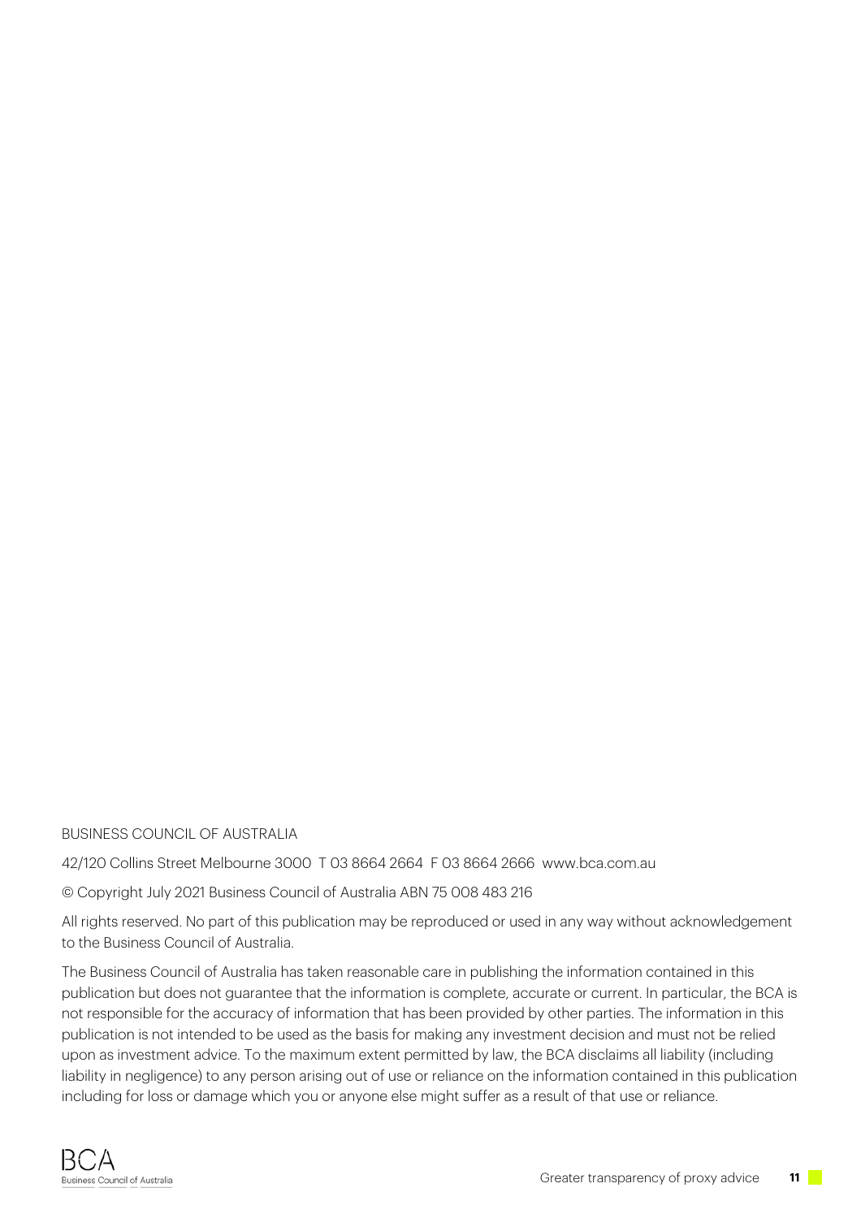BUSINESS COUNCIL OF AUSTRALIA

42/120 Collins Street Melbourne 3000 T 03 8664 2664 F 03 8664 2666 www.bca.com.au

© Copyright July 2021 Business Council of Australia ABN 75 008 483 216

All rights reserved. No part of this publication may be reproduced or used in any way without acknowledgement to the Business Council of Australia.

The Business Council of Australia has taken reasonable care in publishing the information contained in this publication but does not guarantee that the information is complete, accurate or current. In particular, the BCA is not responsible for the accuracy of information that has been provided by other parties. The information in this publication is not intended to be used as the basis for making any investment decision and must not be relied upon as investment advice. To the maximum extent permitted by law, the BCA disclaims all liability (including liability in negligence) to any person arising out of use or reliance on the information contained in this publication including for loss or damage which you or anyone else might suffer as a result of that use or reliance.